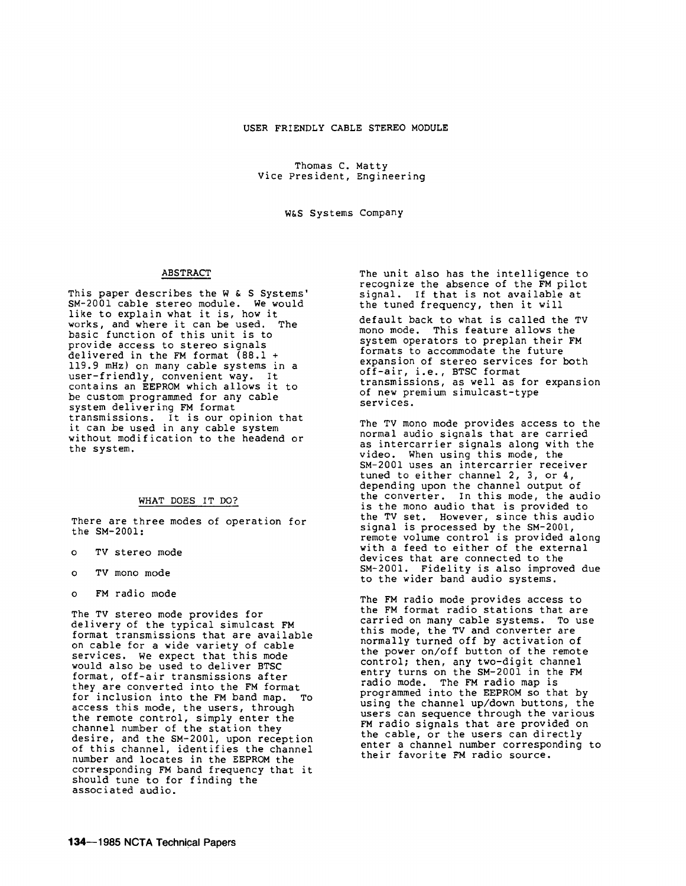# USER FRIENDLY CABLE STEREO MODULE

Thomas C. Matty
Vice President, Engineering

W&S Systems Company

## ABSTRACT

This paper describes the W & S Systems' SM-2001 cable stereo module. We would like to explain what it is, how it works, and where it can be used. The basic function of this unit is to provide access to stereo signals delivered in the FM format (88.1 + 119.9 mHz) on many cable systems in a user-friendly, convenient way. It contains an EEPROM which allows it to be custom programmed for any cable system delivering FM format transmissions. It is our opinion that it can be used in any cable system without modification to the headend or the system.

## WHAT DOES IT DO?

There are three modes of operation for the SM-2001:

- TV stereo mode
- TV mono mode
- FM radio mode

The TV stereo mode provides for delivery of the typical simulcast FM format transmissions that are available on cable for a wide variety of cable services. We expect that this mode would also be used to deliver BTSC format, off-air transmissions after they are converted into the FM format for inclusion into the FM band map. To access this mode, the users, through the remote control, simply enter the channel number of the station they desire, and the SM-2001, upon reception of this channel, identifies the channel number and locates in the EEPROM the corresponding FM band frequency that it should tune to for finding the associated audio.

The unit also has the intelligence to recognize the absence of the FM pilot signal. If that is not available at the tuned frequency, then it will default back to what is called the TV mono mode. This feature allows the system operators to preplan their FM formats to accommodate the future expansion of stereo services for both off-air, i.e., BTSC format transmissions, as well as for expansion of new premium simulcast-type services.

The TV mono mode provides access to the normal audio signals that are carried as intercarrier signals along with the video. When using this mode, the SM-2001 uses an intercarrier receiver tuned to either channel 2, 3, or 4, depending upon the channel output of the converter. In this mode, the audio is the mono audio that is provided to the TV set. However, since this audio signal is processed by the SM-2001, remote volume control is provided along with a feed to either of the external devices that are connected to the SM-2001. Fidelity is also improved due to the wider band audio systems.

The FM radio mode provides access to the FM format radio stations that are carried on many cable systems. To use this mode, the TV and converter are normally turned off by activation of the power on/off button of the remote control; then, any two-digit channel entry turns on the SM-2001 in the FM radio mode. The FM radio map is programmed into the EEPROM so that by using the channel up/down buttons, the users can sequence through the various FM radio signals that are provided on the cable, or the users can directly enter a channel number corresponding to their favorite FM radio source.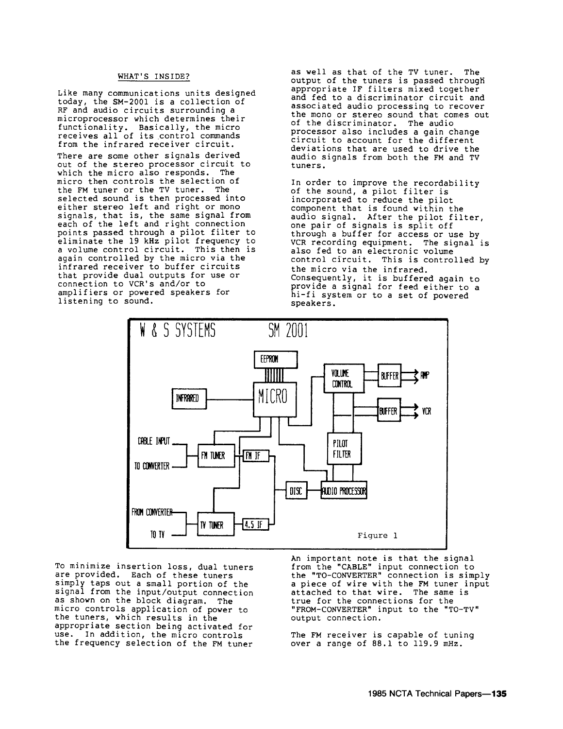WHAT'S INSIDE?

Like many communications units designed today, the SM-2001 is a collection of RF and audio circuits surrounding a microprocessor which determines their functionality. Basically, the micro receives all of its control commands from the infrared receiver circuit.

There are some other signals derived out of the stereo processor circuit to which the micro also responds. The micro then controls the selection of the FM tuner or the TV tuner. The selected sound is then processed into either stereo left and right or mono signals, that is, the same signal from each of the left and right connection points passed through a pilot filter to eliminate the 19 kHz pilot frequency to a volume control circuit. This then is again controlled by the micro via the infrared receiver to buffer circuits that provide dual outputs for use or connection to VCR's and/or to amplifiers or powered speakers for listening to sound.

as well as that of the TV tuner. The output of the tuners is passed through appropriate IF filters mixed together and fed to a discriminator circuit and associated audio processing to recover the mono or stereo sound that comes out of the discriminator. The audio processor also includes a gain change circuit to account for the different deviations that are used to drive the audio signals from both the FM and TV tuners.

In order to improve the recordability of the sound, a pilot filter is incorporated to reduce the pilot component that is found within the audio signal. After the pilot filter, one pair of signals is split off through a buffer for access or use by VCR recording equipment. The signal is also fed to an electronic volume control circuit. This is controlled by the micro via the infrared. Consequently, it is buffered again to provide a signal for feed either to a hi-fi system or to a set of powered speakers.

W & S SYSTEMS SM 2001

Figure 1

To minimize insertion loss, dual tuners are provided. Each of these tuners simply taps out a small portion of the signal from the input/output connection as shown on the block diagram. The micro controls application of power to the tuners, which results in the appropriate section being activated for use. In addition, the micro controls the frequency selection of the FM tuner

An important note is that the signal from the "CABLE" input connection to the "TO-CONVERTER" connection is simply a piece of wire with the FM tuner input attached to that wire. The same is true for the connections for the "FROM-CONVERTER" input to the "TO-TV" output connection.

The FM receiver is capable of tuning over a range of 88.1 to 119.9 mHz.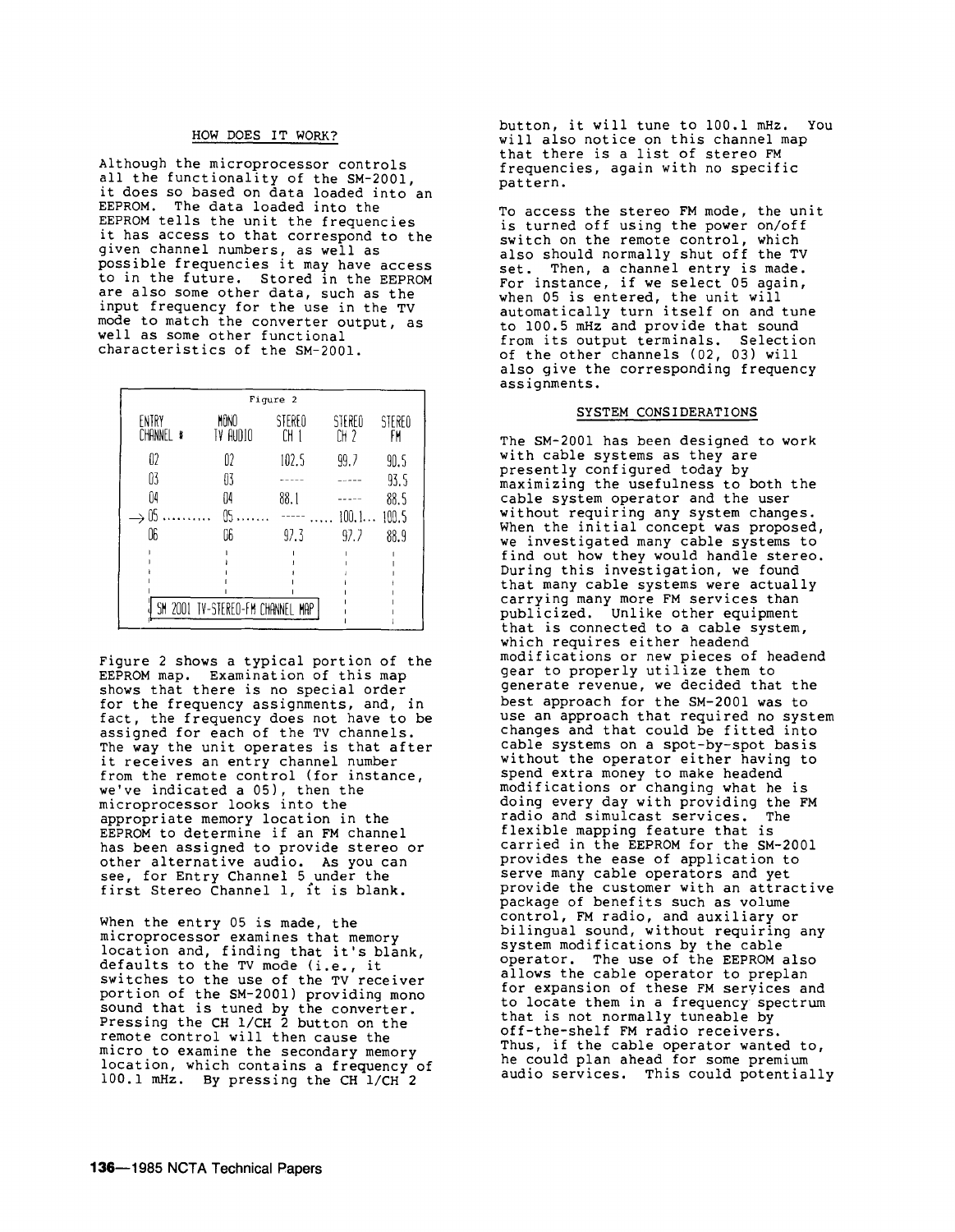## HOW DOES IT WORK?

Although the microprocessor controls all the functionality of the SM-2001, it does so based on data loaded into an EEPROM. The data loaded into the EEPROM tells the unit the frequencies it has access to that correspond to the given channel numbers, as well as possible frequencies it may have access to in the future. Stored in the EEPROM are also some other data, such as the input frequency for the use in the TV mode to match the converter output, as well as some other functional characteristics of the SM-2001.

Figure 2

| ENTRY CHANNEL # | MONO TV AUDIO | STEREO CH 1 | STEREO CH 2 | STEREO FM |
|---|---|---|---|---|
| 02 | 02 | 102.5 | 99.7 | 90.5 |
| 03 | 03 | ----- | ----- | 93.5 |
| 04 | 04 | 88.1 | ----- | 88.5 |
| → 05 | 05 | ----- | 100.1 | 100.5 |
| 06 | 06 | 97.3 | 97.7 | 88.9 |

SM 2001 TV-STEREO-FM CHANNEL MAP

Figure 2 shows a typical portion of the EEPROM map. Examination of this map shows that there is no special order for the frequency assignments, and, in fact, the frequency does not have to be assigned for each of the TV channels. The way the unit operates is that after it receives an entry channel number from the remote control (for instance, we've indicated a 05), then the microprocessor looks into the appropriate memory location in the EEPROM to determine if an FM channel has been assigned to provide stereo or other alternative audio. As you can see, for Entry Channel 5 under the first Stereo Channel 1, it is blank.

When the entry 05 is made, the microprocessor examines that memory location and, finding that it's blank, defaults to the TV mode (i.e., it switches to the use of the TV receiver portion of the SM-2001) providing mono sound that is tuned by the converter. Pressing the CH 1/CH 2 button on the remote control will then cause the micro to examine the secondary memory location, which contains a frequency of 100.1 mHz. By pressing the CH 1/CH 2 button, it will tune to 100.1 mHz. You will also notice on this channel map that there is a list of stereo FM frequencies, again with no specific pattern.

To access the stereo FM mode, the unit is turned off using the power on/off switch on the remote control, which also should normally shut off the TV set. Then, a channel entry is made. For instance, if we select 05 again, when 05 is entered, the unit will automatically turn itself on and tune to 100.5 mHz and provide that sound from its output terminals. Selection of the other channels (02, 03) will also give the corresponding frequency assignments.

## SYSTEM CONSIDERATIONS

The SM-2001 has been designed to work with cable systems as they are presently configured today by maximizing the usefulness to both the cable system operator and the user without requiring any system changes. When the initial concept was proposed, we investigated many cable systems to find out how they would handle stereo. During this investigation, we found that many cable systems were actually carrying many more FM services than publicized. Unlike other equipment that is connected to a cable system, which requires either headend modifications or new pieces of headend gear to properly utilize them to generate revenue, we decided that the best approach for the SM-2001 was to use an approach that required no system changes and that could be fitted into cable systems on a spot-by-spot basis without the operator either having to spend extra money to make headend modifications or changing what he is doing every day with providing the FM radio and simulcast services. The flexible mapping feature that is carried in the EEPROM for the SM-2001 provides the ease of application to serve many cable operators and yet provide the customer with an attractive package of benefits such as volume control, FM radio, and auxiliary or bilingual sound, without requiring any system modifications by the cable operator. The use of the EEPROM also allows the cable operator to preplan for expansion of these FM services and to locate them in a frequency spectrum that is not normally tuneable by off-the-shelf FM radio receivers. Thus, if the cable operator wanted to, he could plan ahead for some premium audio services. This could potentially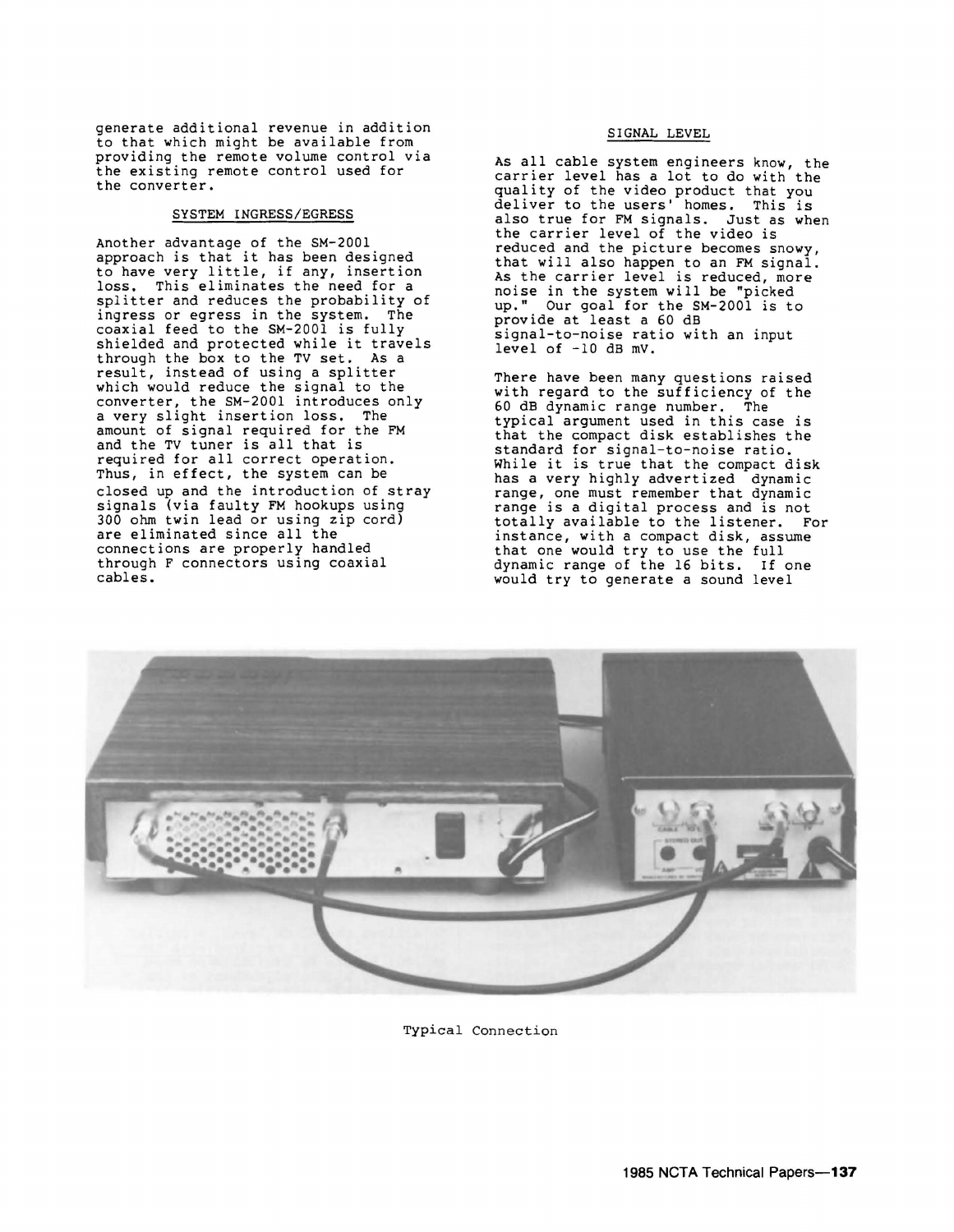generate additional revenue in addition to that which might be available from providing the remote volume control via the existing remote control used for the converter.

## SYSTEM INGRESS/EGRESS

Another advantage of the SM-2001 approach is that it has been designed to have very little, if any, insertion loss. This eliminates the need for a splitter and reduces the probability of ingress or egress in the system. The coaxial feed to the SM-2001 is fully shielded and protected while it travels through the box to the TV set. As a result, instead of using a splitter which would reduce the signal to the converter, the SM-2001 introduces only a very slight insertion loss. The amount of signal required for the FM and the TV tuner is all that is required for all correct operation. Thus, in effect, the system can be closed up and the introduction of stray signals (via faulty FM hookups using 300 ohm twin lead or using zip cord) are eliminated since all the connections are properly handled through F connectors using coaxial cables.

## SIGNAL LEVEL

As all cable system engineers know, the carrier level has a lot to do with the quality of the video product that you deliver to the users' homes. This is also true for FM signals. Just as when the carrier level of the video is reduced and the picture becomes snowy, that will also happen to an FM signal. As the carrier level is reduced, more noise in the system will be "picked up." Our goal for the SM-2001 is to provide at least a 60 dB signal-to-noise ratio with an input level of -10 dB mV.

There have been many questions raised with regard to the sufficiency of the 60 dB dynamic range number. The typical argument used in this case is that the compact disk establishes the standard for signal-to-noise ratio. While it is true that the compact disk has a very highly advertized dynamic range, one must remember that dynamic range is a digital process and is not totally available to the listener. For instance, with a compact disk, assume that one would try to use the full dynamic range of the 16 bits. If one would try to generate a sound level

Typical Connection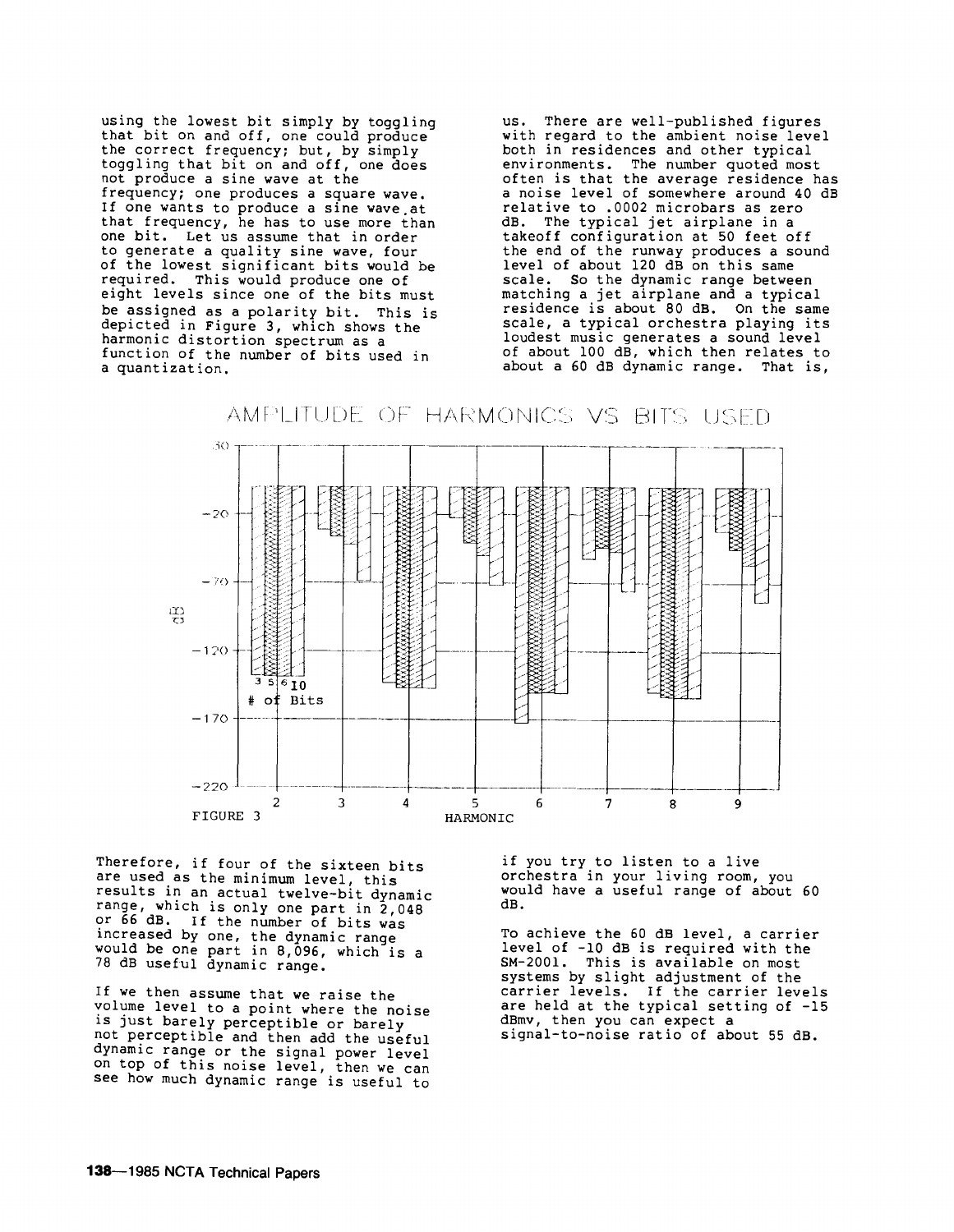using the lowest bit simply by toggling that bit on and off, one could produce the correct frequency; but, by simply toggling that bit on and off, one does not produce a sine wave at the frequency; one produces a square wave. If one wants to produce a sine wave at that frequency, he has to use more than one bit. Let us assume that in order to generate a quality sine wave, four of the lowest significant bits would be required. This would produce one of eight levels since one of the bits must be assigned as a polarity bit. This is depicted in Figure 3, which shows the harmonic distortion spectrum as a function of the number of bits used in a quantization.

FIGURE 3

Therefore, if four of the sixteen bits are used as the minimum level, this results in an actual twelve-bit dynamic range, which is only one part in 2,048 or 66 dB. If the number of bits was increased by one, the dynamic range would be one part in 8,096, which is a 78 dB useful dynamic range.

If we then assume that we raise the volume level to a point where the noise is just barely perceptible or barely not perceptible and then add the useful dynamic range or the signal power level on top of this noise level, then we can see how much dynamic range is useful to us. There are well-published figures with regard to the ambient noise level both in residences and other typical environments. The number quoted most often is that the average residence has a noise level of somewhere around 40 dB relative to .0002 microbars as zero dB. The typical jet airplane in a takeoff configuration at 50 feet off the end of the runway produces a sound level of about 120 dB on this same scale. So the dynamic range between matching a jet airplane and a typical residence is about 80 dB. On the same scale, a typical orchestra playing its loudest music generates a sound level of about 100 dB, which then relates to about a 60 dB dynamic range. That is, if you try to listen to a live orchestra in your living room, you would have a useful range of about 60 dB.

To achieve the 60 dB level, a carrier level of -10 dB is required with the SM-2001. This is available on most systems by slight adjustment of the carrier levels. If the carrier levels are held at the typical setting of -15 dBmv, then you can expect a signal-to-noise ratio of about 55 dB.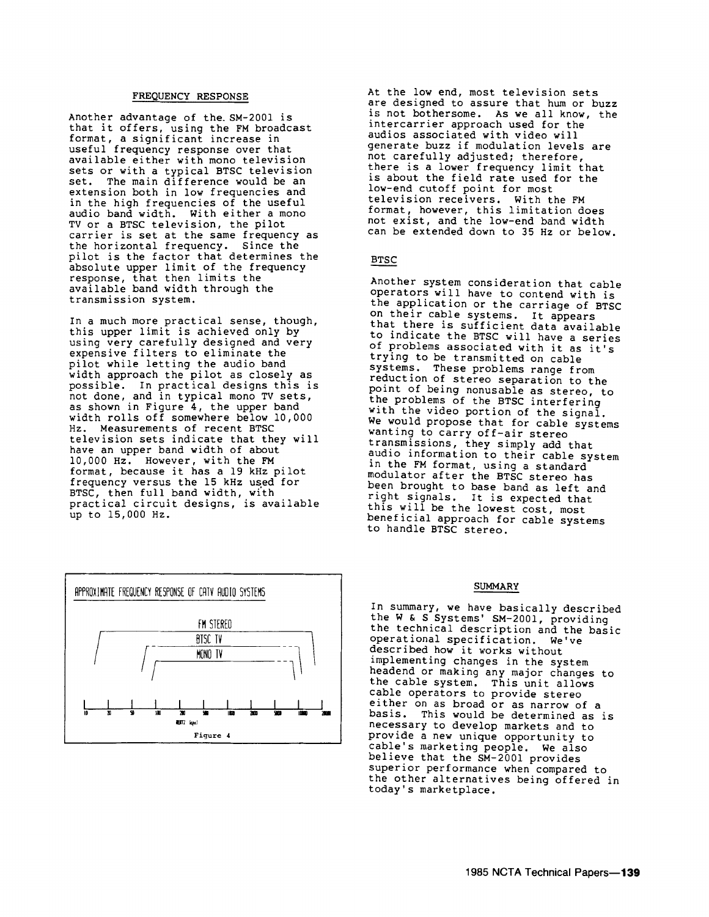### FREQUENCY RESPONSE

Another advantage of the SM-2001 is that it offers, using the FM broadcast format, a significant increase in useful frequency response over that available either with mono television sets or with a typical BTSC television set. The main difference would be an extension both in low frequencies and in the high frequencies of the useful audio band width. With either a mono TV or a BTSC television, the pilot carrier is set at the same frequency as the horizontal frequency. Since the pilot is the factor that determines the absolute upper limit of the frequency response, that then limits the available band width through the transmission system.

In a much more practical sense, though, this upper limit is achieved only by using very carefully designed and very expensive filters to eliminate the pilot while letting the audio band width approach the pilot as closely as possible. In practical designs this is not done, and in typical mono TV sets, as shown in Figure 4, the upper band width rolls off somewhere below 10,000 Hz. Measurements of recent BTSC television sets indicate that they will have an upper band width of about 10,000 Hz. However, with the FM format, because it has a 19 kHz pilot frequency versus the 15 kHz used for BTSC, then full band width, with practical circuit designs, is available up to 15,000 Hz.

APPROXIMATE FREQUENCY RESPONSE OF CATV AUDIO SYSTEMS

FM STEREO

BTSC TV

MONO TV

10 20 50 100 200 500 1000 2000 5000 10000 20000

HERTZ (cps)

Figure 4

At the low end, most television sets are designed to assure that hum or buzz is not bothersome. As we all know, the intercarrier approach used for the audios associated with video will generate buzz if modulation levels are not carefully adjusted; therefore, there is a lower frequency limit that is about the field rate used for the low-end cutoff point for most television receivers. With the FM format, however, this limitation does not exist, and the low-end band width can be extended down to 35 Hz or below.

### BTSC

Another system consideration that cable operators will have to contend with is the application or the carriage of BTSC on their cable systems. It appears that there is sufficient data available to indicate the BTSC will have a series of problems associated with it as it's trying to be transmitted on cable systems. These problems range from reduction of stereo separation to the point of being nonusable as stereo, to the problems of the BTSC interfering with the video portion of the signal. We would propose that for cable systems wanting to carry off-air stereo transmissions, they simply add that audio information to their cable system in the FM format, using a standard modulator after the BTSC stereo has been brought to base band as left and right signals. It is expected that this will be the lowest cost, most beneficial approach for cable systems to handle BTSC stereo.

### SUMMARY

In summary, we have basically described the W & S Systems' SM-2001, providing the technical description and the basic operational specification. We've described how it works without implementing changes in the system headend or making any major changes to the cable system. This unit allows cable operators to provide stereo either on as broad or as narrow of a basis. This would be determined as is necessary to develop markets and to provide a new unique opportunity to cable's marketing people. We also believe that the SM-2001 provides superior performance when compared to the other alternatives being offered in today's marketplace.